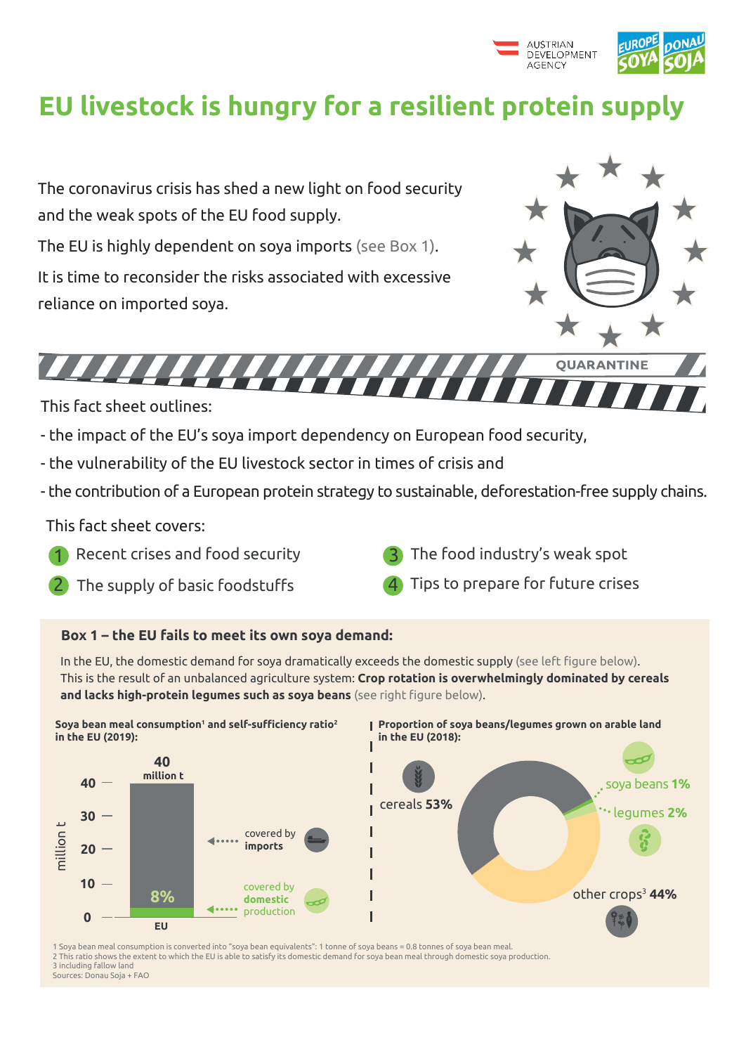# EU livestock is hungry for a resilient protein supply

The coronavirus crisis has shed a new light on food security and the weak spots of the EU food supply.

The EU is highly dependent on soya imports (see Box 1).

It is time to reconsider the risks associated with excessive reliance on imported soya.

QUARANTINE

This fact sheet outlines:

- the impact of the EU's soya import dependency on European food security,
- the vulnerability of the EU livestock sector in times of crisis and
- the contribution of a European protein strategy to sustainable, deforestation-free supply chains.

This fact sheet covers:

1. Recent crises and food security
2. The supply of basic foodstuffs
3. The food industry's weak spot
4. Tips to prepare for future crises

## Box 1 – the EU fails to meet its own soya demand:

In the EU, the domestic demand for soya dramatically exceeds the domestic supply (see left figure below). This is the result of an unbalanced agriculture system: **Crop rotation is overwhelmingly dominated by cereals and lacks high-protein legumes such as soya beans** (see right figure below).

**Soya bean meal consumption[1] and self-sufficiency ratio[2] in the EU (2019):**

EU: 40 million t (million t)
- covered by imports
- 8% covered by domestic production

**Proportion of soya beans/legumes grown on arable land in the EU (2018):**

- cereals 53%
- soya beans 1%
- legumes 2%
- other crops[3] 44%

1 Soya bean meal consumption is converted into "soya bean equivalents": 1 tonne of soya beans = 0.8 tonnes of soya bean meal.
2 This ratio shows the extent to which the EU is able to satisfy its domestic demand for soya bean meal through domestic soya production.
3 including fallow land
Sources: Donau Soja + FAO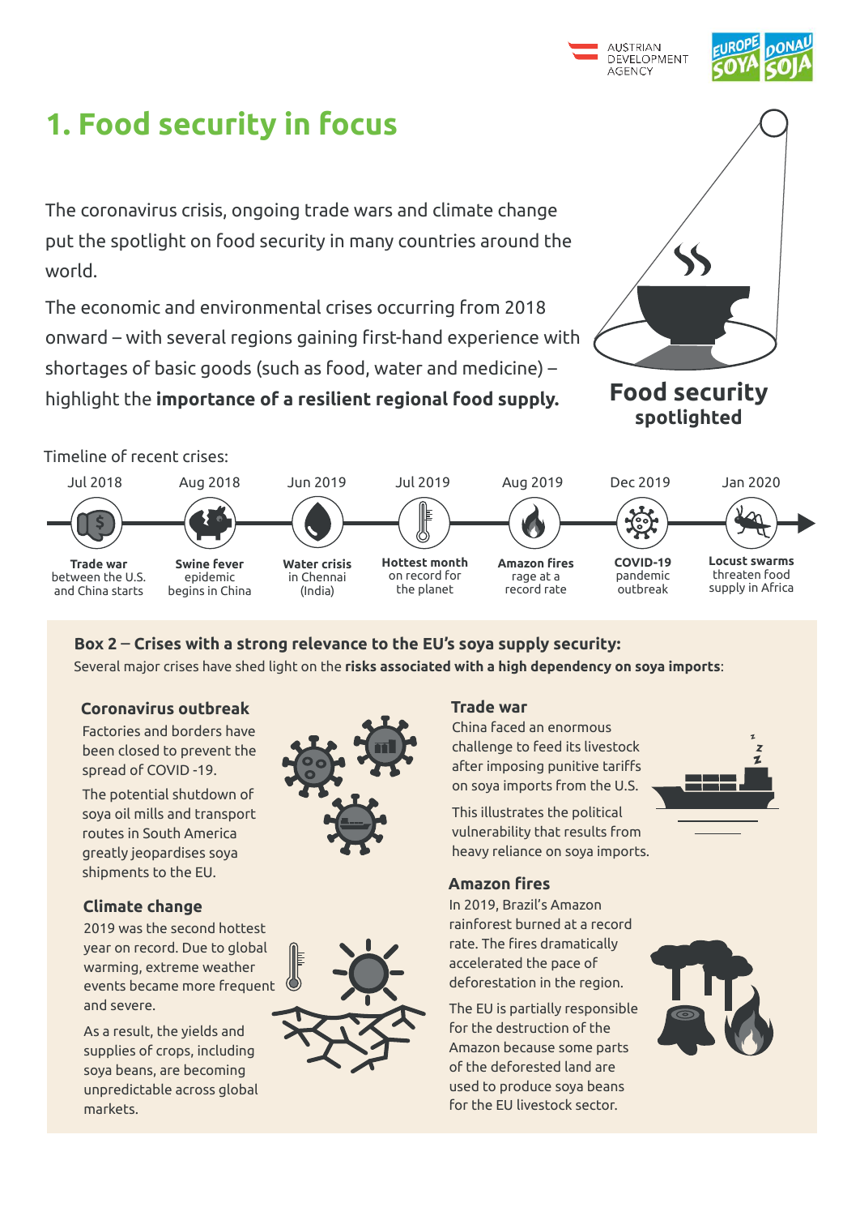# 1. Food security in focus

The coronavirus crisis, ongoing trade wars and climate change put the spotlight on food security in many countries around the world.

The economic and environmental crises occurring from 2018 onward – with several regions gaining first-hand experience with shortages of basic goods (such as food, water and medicine) – highlight the **importance of a resilient regional food supply.**

**Food security spotlighted**

Timeline of recent crises:

- **Jul 2018** – **Trade war** between the U.S. and China starts
- **Aug 2018** – **Swine fever** epidemic begins in China
- **Jun 2019** – **Water crisis** in Chennai (India)
- **Jul 2019** – **Hottest month** on record for the planet
- **Aug 2019** – **Amazon fires** rage at a record rate
- **Dec 2019** – **COVID-19** pandemic outbreak
- **Jan 2020** – **Locust swarms** threaten food supply in Africa

## Box 2 – Crises with a strong relevance to the EU's soya supply security:

Several major crises have shed light on the **risks associated with a high dependency on soya imports**:

### Coronavirus outbreak

Factories and borders have been closed to prevent the spread of COVID -19.

The potential shutdown of soya oil mills and transport routes in South America greatly jeopardises soya shipments to the EU.

### Climate change

2019 was the second hottest year on record. Due to global warming, extreme weather events became more frequent and severe.

As a result, the yields and supplies of crops, including soya beans, are becoming unpredictable across global markets.

### Trade war

China faced an enormous challenge to feed its livestock after imposing punitive tariffs on soya imports from the U.S.

This illustrates the political vulnerability that results from heavy reliance on soya imports.

### Amazon fires

In 2019, Brazil's Amazon rainforest burned at a record rate. The fires dramatically accelerated the pace of deforestation in the region.

The EU is partially responsible for the destruction of the Amazon because some parts of the deforested land are used to produce soya beans for the EU livestock sector.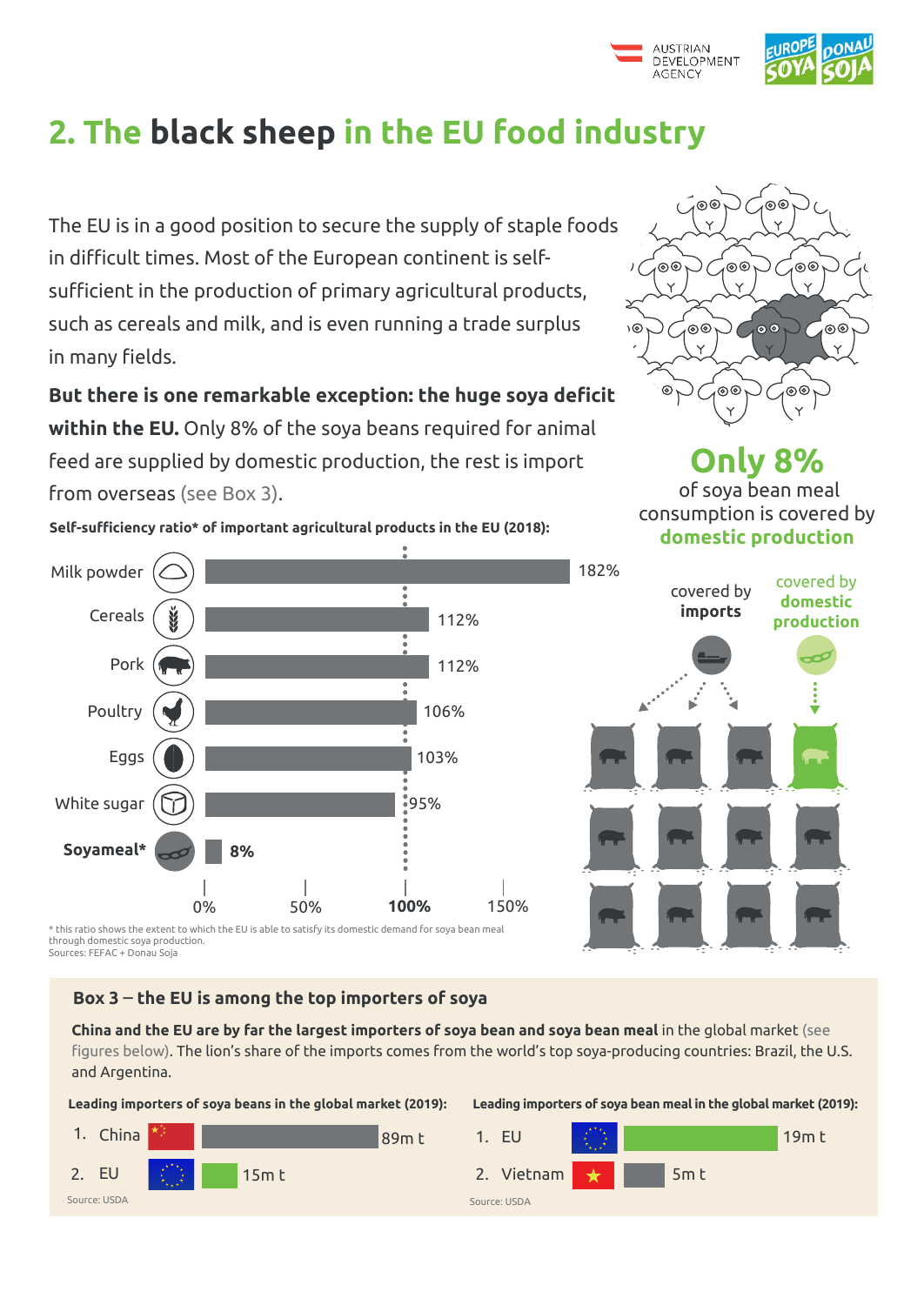## 2. The **black sheep** in the EU food industry

The EU is in a good position to secure the supply of staple foods in difficult times. Most of the European continent is self-sufficient in the production of primary agricultural products, such as cereals and milk, and is even running a trade surplus in many fields.

**But there is one remarkable exception: the huge soya deficit within the EU.** Only 8% of the soya beans required for animal feed are supplied by domestic production, the rest is import from overseas (see Box 3).

**Only 8%** of soya bean meal consumption is covered by **domestic production**

covered by **imports** — covered by **domestic production**

**Self-sufficiency ratio* of important agricultural products in the EU (2018):**

| Product | Self-sufficiency ratio |
|---|---|
| Milk powder | 182% |
| Cereals | 112% |
| Pork | 112% |
| Poultry | 106% |
| Eggs | 103% |
| White sugar | 95% |
| **Soyameal*** | **8%** |

\* this ratio shows the extent to which the EU is able to satisfy its domestic demand for soya bean meal through domestic soya production.
Sources: FEFAC + Donau Soja

### Box 3 – the EU is among the top importers of soya

**China and the EU are by far the largest importers of soya bean and soya bean meal** in the global market (see figures below). The lion's share of the imports comes from the world's top soya-producing countries: Brazil, the U.S. and Argentina.

**Leading importers of soya beans in the global market (2019):**

| Rank | Country | Imports |
|---|---|---|
| 1. | China | 89m t |
| 2. | EU | 15m t |

Source: USDA

**Leading importers of soya bean meal in the global market (2019):**

| Rank | Country | Imports |
|---|---|---|
| 1. | EU | 19m t |
| 2. | Vietnam | 5m t |

Source: USDA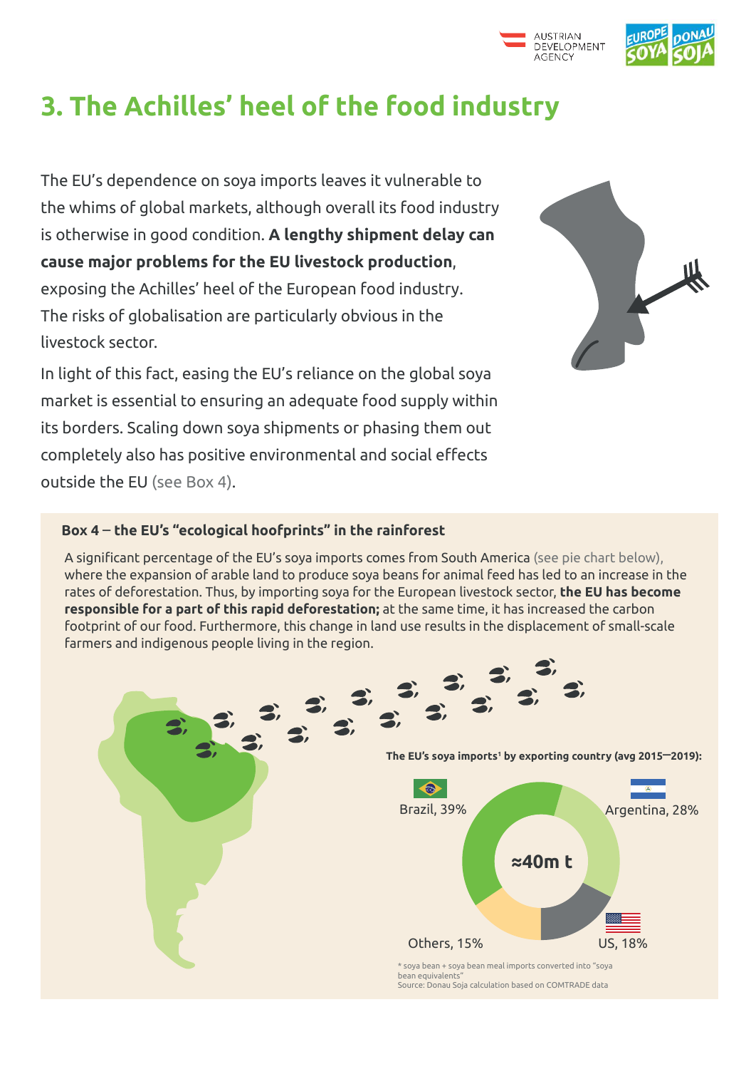# 3. The Achilles' heel of the food industry

The EU's dependence on soya imports leaves it vulnerable to the whims of global markets, although overall its food industry is otherwise in good condition. **A lengthy shipment delay can cause major problems for the EU livestock production**, exposing the Achilles' heel of the European food industry. The risks of globalisation are particularly obvious in the livestock sector.

In light of this fact, easing the EU's reliance on the global soya market is essential to ensuring an adequate food supply within its borders. Scaling down soya shipments or phasing them out completely also has positive environmental and social effects outside the EU (see Box 4).

**Box 4 – the EU's "ecological hoofprints" in the rainforest**

A significant percentage of the EU's soya imports comes from South America (see pie chart below), where the expansion of arable land to produce soya beans for animal feed has led to an increase in the rates of deforestation. Thus, by importing soya for the European livestock sector, **the EU has become responsible for a part of this rapid deforestation;** at the same time, it has increased the carbon footprint of our food. Furthermore, this change in land use results in the displacement of small-scale farmers and indigenous people living in the region.

**The EU's soya imports[1] by exporting country (avg 2015–2019):**

≈40m t

- Brazil, 39%
- Argentina, 28%
- US, 18%
- Others, 15%

* soya bean + soya bean meal imports converted into "soya bean equivalents"
Source: Donau Soja calculation based on COMTRADE data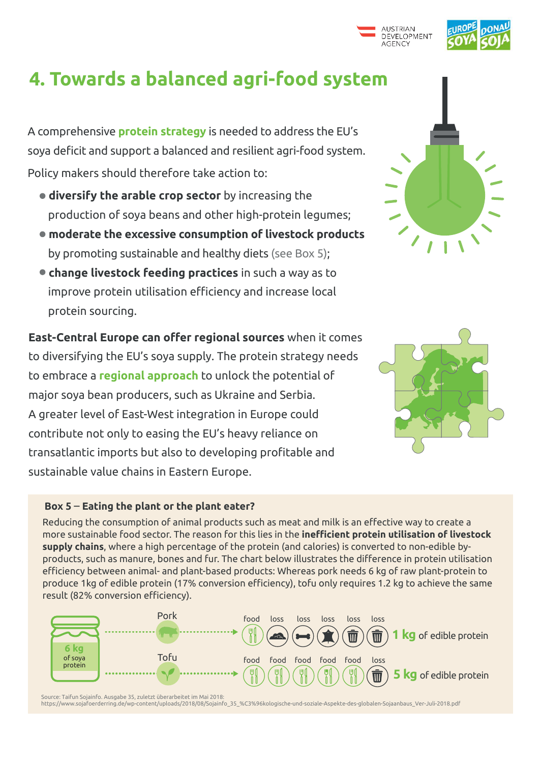# 4. Towards a balanced agri-food system

A comprehensive **protein strategy** is needed to address the EU's soya deficit and support a balanced and resilient agri-food system. Policy makers should therefore take action to:

- **diversify the arable crop sector** by increasing the production of soya beans and other high-protein legumes;
- **moderate the excessive consumption of livestock products** by promoting sustainable and healthy diets (see Box 5);
- **change livestock feeding practices** in such a way as to improve protein utilisation efficiency and increase local protein sourcing.

**East-Central Europe can offer regional sources** when it comes to diversifying the EU's soya supply. The protein strategy needs to embrace a **regional approach** to unlock the potential of major soya bean producers, such as Ukraine and Serbia. A greater level of East-West integration in Europe could contribute not only to easing the EU's heavy reliance on transatlantic imports but also to developing profitable and sustainable value chains in Eastern Europe.

### Box 5 – Eating the plant or the plant eater?

Reducing the consumption of animal products such as meat and milk is an effective way to create a more sustainable food sector. The reason for this lies in the **inefficient protein utilisation of livestock supply chains**, where a high percentage of the protein (and calories) is converted to non-edible by-products, such as manure, bones and fur. The chart below illustrates the difference in protein utilisation efficiency between animal- and plant-based products: Whereas pork needs 6 kg of raw plant-protein to produce 1kg of edible protein (17% conversion efficiency), tofu only requires 1.2 kg to achieve the same result (82% conversion efficiency).

**6 kg** of soya protein

Pork → food, loss, loss, loss, loss, loss → **1 kg** of edible protein

Tofu → food, food, food, food, food, loss → **5 kg** of edible protein

Source: Taifun Sojainfo. Ausgabe 35, zuletzt überarbeitet im Mai 2018:
https://www.sojafoerderring.de/wp-content/uploads/2018/08/Sojainfo_35_%C3%96kologische-und-soziale-Aspekte-des-globalen-Sojaanbaus_Ver-Juli-2018.pdf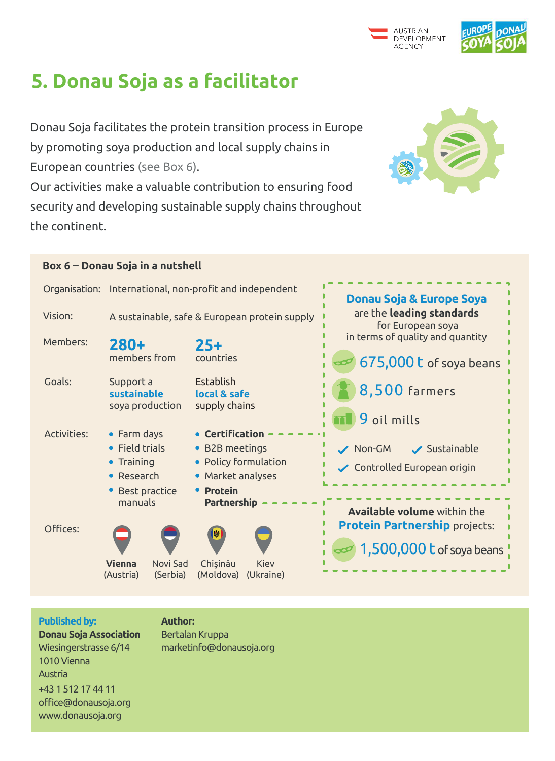# 5. Donau Soja as a facilitator

Donau Soja facilitates the protein transition process in Europe by promoting soya production and local supply chains in European countries (see Box 6).
Our activities make a valuable contribution to ensuring food security and developing sustainable supply chains throughout the continent.

**Box 6 – Donau Soja in a nutshell**

Organisation: International, non-profit and independent

Vision: A sustainable, safe & European protein supply

Members: **280+** members from **25+** countries

Goals:
- Support a **sustainable** soya production
- Establish **local & safe** supply chains

Activities:
- Farm days
- Field trials
- Training
- Research
- Best practice manuals
- **Certification**
- B2B meetings
- Policy formulation
- Market analyses
- **Protein Partnership**

Offices:
- **Vienna** (Austria)
- Novi Sad (Serbia)
- Chişinău (Moldova)
- Kiev (Ukraine)

**Donau Soja & Europe Soya** are the **leading standards** for European soya in terms of quality and quantity

- 675,000 t of soya beans
- 8,500 farmers
- 9 oil mills

✓ Non-GM ✓ Sustainable
✓ Controlled European origin

**Available volume** within the **Protein Partnership** projects:

1,500,000 t of soya beans

**Published by:**
**Donau Soja Association**
Wiesingerstrasse 6/14
1010 Vienna
Austria
+43 1 512 17 44 11
office@donausoja.org
www.donausoja.org

**Author:**
Bertalan Kruppa
marketinfo@donausoja.org